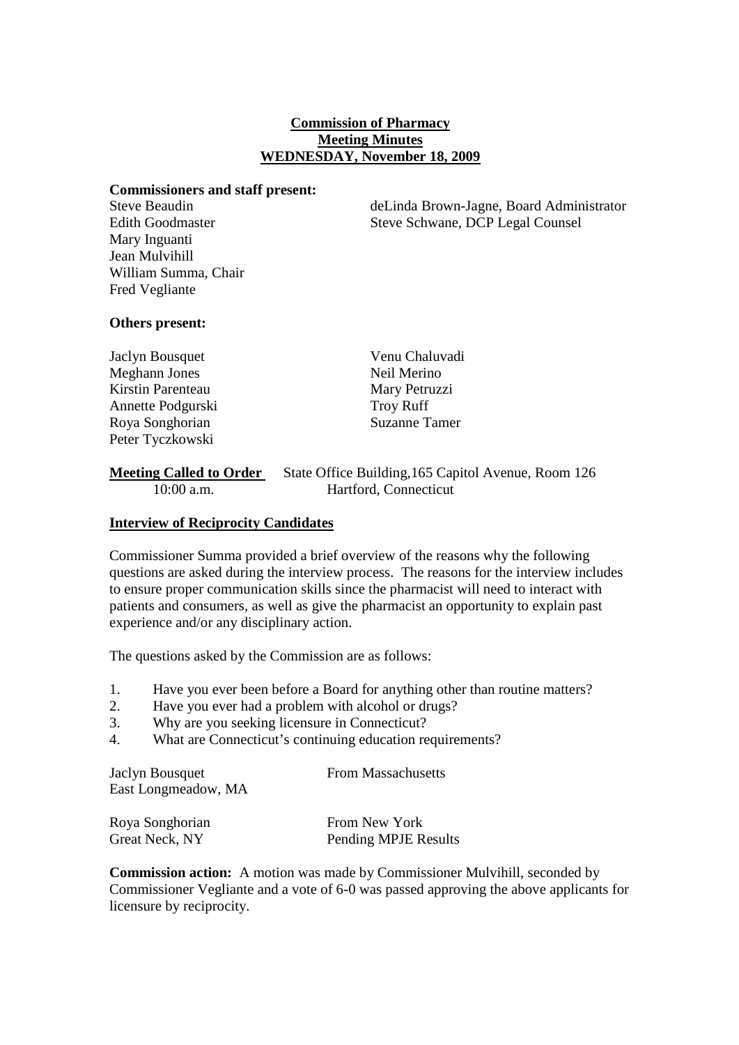**Commission of Pharmacy**
**Meeting Minutes**
**WEDNESDAY, November 18, 2009**

**Commissioners and staff present:**

Steve Beaudin
Edith Goodmaster
Mary Inguanti
Jean Mulvihill
William Summa, Chair
Fred Vegliante

deLinda Brown-Jagne, Board Administrator
Steve Schwane, DCP Legal Counsel

**Others present:**

Jaclyn Bousquet
Meghann Jones
Kirstin Parenteau
Annette Podgurski
Roya Songhorian
Peter Tyczkowski
Venu Chaluvadi
Neil Merino
Mary Petruzzi
Troy Ruff
Suzanne Tamer

**Meeting Called to Order** 10:00 a.m. — State Office Building,165 Capitol Avenue, Room 126, Hartford, Connecticut

**Interview of Reciprocity Candidates**

Commissioner Summa provided a brief overview of the reasons why the following questions are asked during the interview process. The reasons for the interview includes to ensure proper communication skills since the pharmacist will need to interact with patients and consumers, as well as give the pharmacist an opportunity to explain past experience and/or any disciplinary action.

The questions asked by the Commission are as follows:

1. Have you ever been before a Board for anything other than routine matters?
2. Have you ever had a problem with alcohol or drugs?
3. Why are you seeking licensure in Connecticut?
4. What are Connecticut's continuing education requirements?

Jaclyn Bousquet — From Massachusetts
East Longmeadow, MA

Roya Songhorian — From New York
Great Neck, NY — Pending MPJE Results

**Commission action:** A motion was made by Commissioner Mulvihill, seconded by Commissioner Vegliante and a vote of 6-0 was passed approving the above applicants for licensure by reciprocity.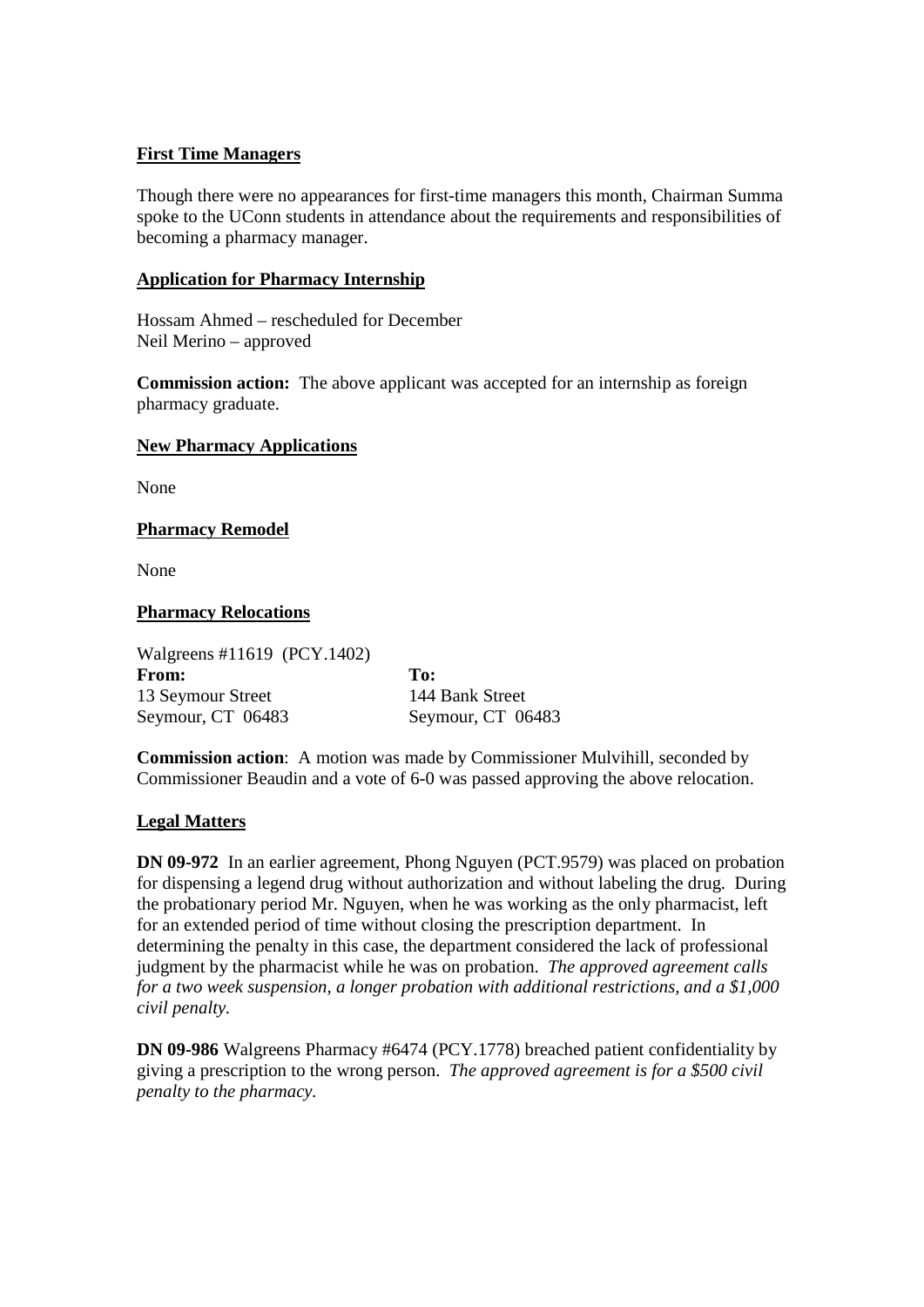**First Time Managers**

Though there were no appearances for first-time managers this month, Chairman Summa spoke to the UConn students in attendance about the requirements and responsibilities of becoming a pharmacy manager.

**Application for Pharmacy Internship**

Hossam Ahmed – rescheduled for December
Neil Merino – approved

**Commission action:** The above applicant was accepted for an internship as foreign pharmacy graduate.

**New Pharmacy Applications**

None

**Pharmacy Remodel**

None

**Pharmacy Relocations**

Walgreens #11619 (PCY.1402)

| **From:** | **To:** |
|---|---|
| 13 Seymour Street | 144 Bank Street |
| Seymour, CT 06483 | Seymour, CT 06483 |

**Commission action**: A motion was made by Commissioner Mulvihill, seconded by Commissioner Beaudin and a vote of 6-0 was passed approving the above relocation.

**Legal Matters**

**DN 09-972** In an earlier agreement, Phong Nguyen (PCT.9579) was placed on probation for dispensing a legend drug without authorization and without labeling the drug. During the probationary period Mr. Nguyen, when he was working as the only pharmacist, left for an extended period of time without closing the prescription department. In determining the penalty in this case, the department considered the lack of professional judgment by the pharmacist while he was on probation. *The approved agreement calls for a two week suspension, a longer probation with additional restrictions, and a $1,000 civil penalty.*

**DN 09-986** Walgreens Pharmacy #6474 (PCY.1778) breached patient confidentiality by giving a prescription to the wrong person. *The approved agreement is for a $500 civil penalty to the pharmacy.*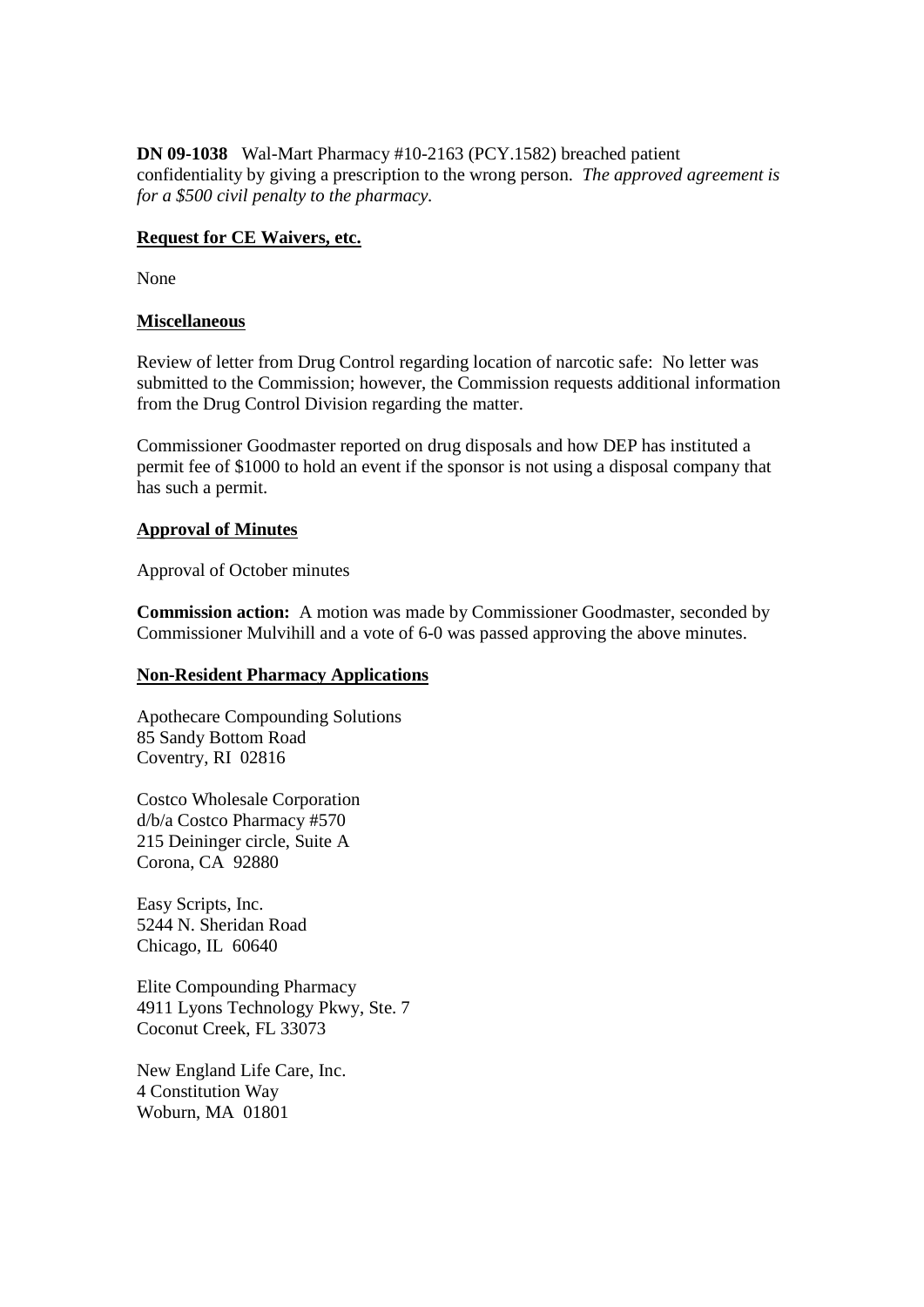**DN 09-1038** Wal-Mart Pharmacy #10-2163 (PCY.1582) breached patient confidentiality by giving a prescription to the wrong person. *The approved agreement is for a $500 civil penalty to the pharmacy.*

**Request for CE Waivers, etc.**

None

**Miscellaneous**

Review of letter from Drug Control regarding location of narcotic safe: No letter was submitted to the Commission; however, the Commission requests additional information from the Drug Control Division regarding the matter.

Commissioner Goodmaster reported on drug disposals and how DEP has instituted a permit fee of $1000 to hold an event if the sponsor is not using a disposal company that has such a permit.

**Approval of Minutes**

Approval of October minutes

**Commission action:** A motion was made by Commissioner Goodmaster, seconded by Commissioner Mulvihill and a vote of 6-0 was passed approving the above minutes.

**Non-Resident Pharmacy Applications**

Apothecare Compounding Solutions
85 Sandy Bottom Road
Coventry, RI 02816

Costco Wholesale Corporation
d/b/a Costco Pharmacy #570
215 Deininger circle, Suite A
Corona, CA 92880

Easy Scripts, Inc.
5244 N. Sheridan Road
Chicago, IL 60640

Elite Compounding Pharmacy
4911 Lyons Technology Pkwy, Ste. 7
Coconut Creek, FL 33073

New England Life Care, Inc.
4 Constitution Way
Woburn, MA 01801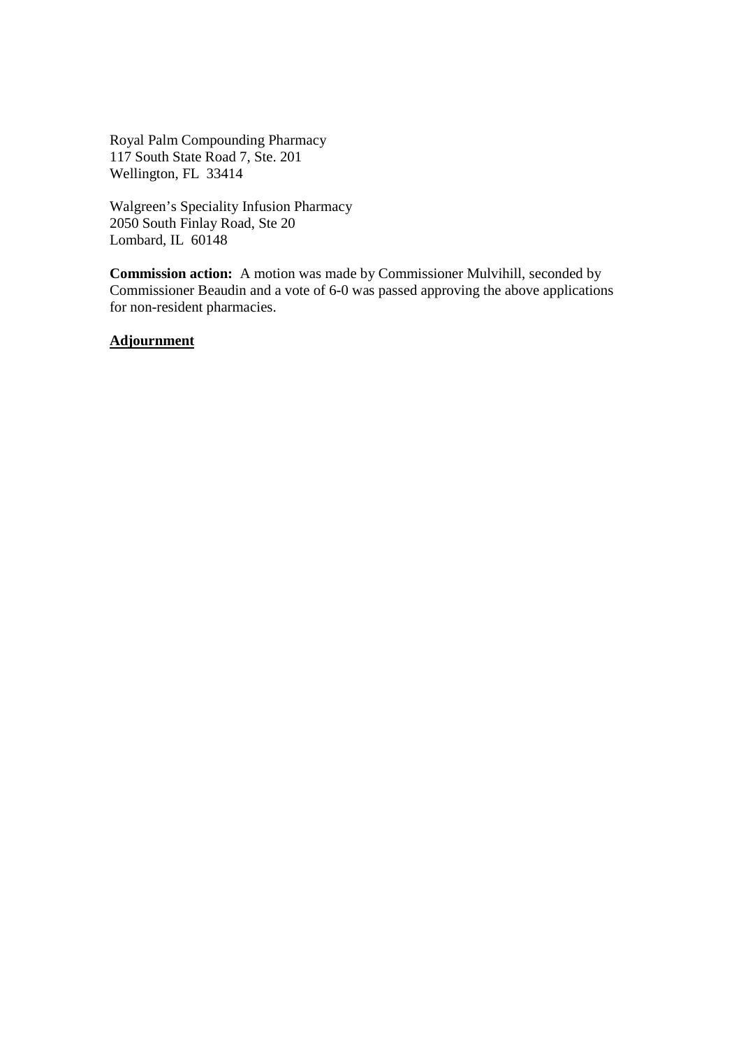Royal Palm Compounding Pharmacy
117 South State Road 7, Ste. 201
Wellington, FL 33414

Walgreen's Speciality Infusion Pharmacy
2050 South Finlay Road, Ste 20
Lombard, IL 60148

**Commission action:** A motion was made by Commissioner Mulvihill, seconded by Commissioner Beaudin and a vote of 6-0 was passed approving the above applications for non-resident pharmacies.

**Adjournment**